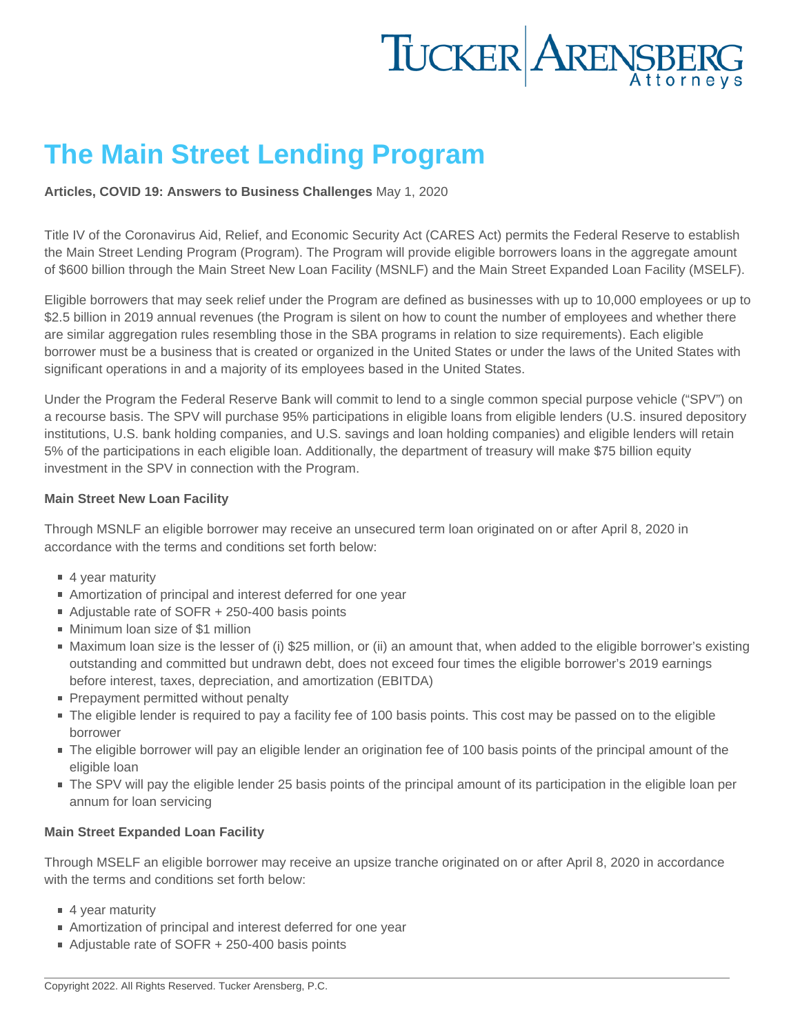# The Main Street Lending Program

**Articles, COVID 19: Answers to Business Challenges** May 1, 2020

Title IV of the Coronavirus Aid, Relief, and Economic Security Act (CARES Act) permits the Federal Reserve to establish the Main Street Lending Program (Program). The Program will provide eligible borrowers loans in the aggregate amount of $600 billion through the Main Street New Loan Facility (MSNLF) and the Main Street Expanded Loan Facility (MSELF).

Eligible borrowers that may seek relief under the Program are defined as businesses with up to 10,000 employees or up to $2.5 billion in 2019 annual revenues (the Program is silent on how to count the number of employees and whether there are similar aggregation rules resembling those in the SBA programs in relation to size requirements). Each eligible borrower must be a business that is created or organized in the United States or under the laws of the United States with significant operations in and a majority of its employees based in the United States.

Under the Program the Federal Reserve Bank will commit to lend to a single common special purpose vehicle ("SPV") on a recourse basis. The SPV will purchase 95% participations in eligible loans from eligible lenders (U.S. insured depository institutions, U.S. bank holding companies, and U.S. savings and loan holding companies) and eligible lenders will retain 5% of the participations in each eligible loan. Additionally, the department of treasury will make $75 billion equity investment in the SPV in connection with the Program.

### Main Street New Loan Facility

Through MSNLF an eligible borrower may receive an unsecured term loan originated on or after April 8, 2020 in accordance with the terms and conditions set forth below:

- 4 year maturity
- Amortization of principal and interest deferred for one year
- Adjustable rate of SOFR + 250-400 basis points
- Minimum loan size of $1 million
- Maximum loan size is the lesser of (i) $25 million, or (ii) an amount that, when added to the eligible borrower's existing outstanding and committed but undrawn debt, does not exceed four times the eligible borrower's 2019 earnings before interest, taxes, depreciation, and amortization (EBITDA)
- Prepayment permitted without penalty
- The eligible lender is required to pay a facility fee of 100 basis points. This cost may be passed on to the eligible borrower
- The eligible borrower will pay an eligible lender an origination fee of 100 basis points of the principal amount of the eligible loan
- The SPV will pay the eligible lender 25 basis points of the principal amount of its participation in the eligible loan per annum for loan servicing

### Main Street Expanded Loan Facility

Through MSELF an eligible borrower may receive an upsize tranche originated on or after April 8, 2020 in accordance with the terms and conditions set forth below:

- 4 year maturity
- Amortization of principal and interest deferred for one year
- Adjustable rate of SOFR + 250-400 basis points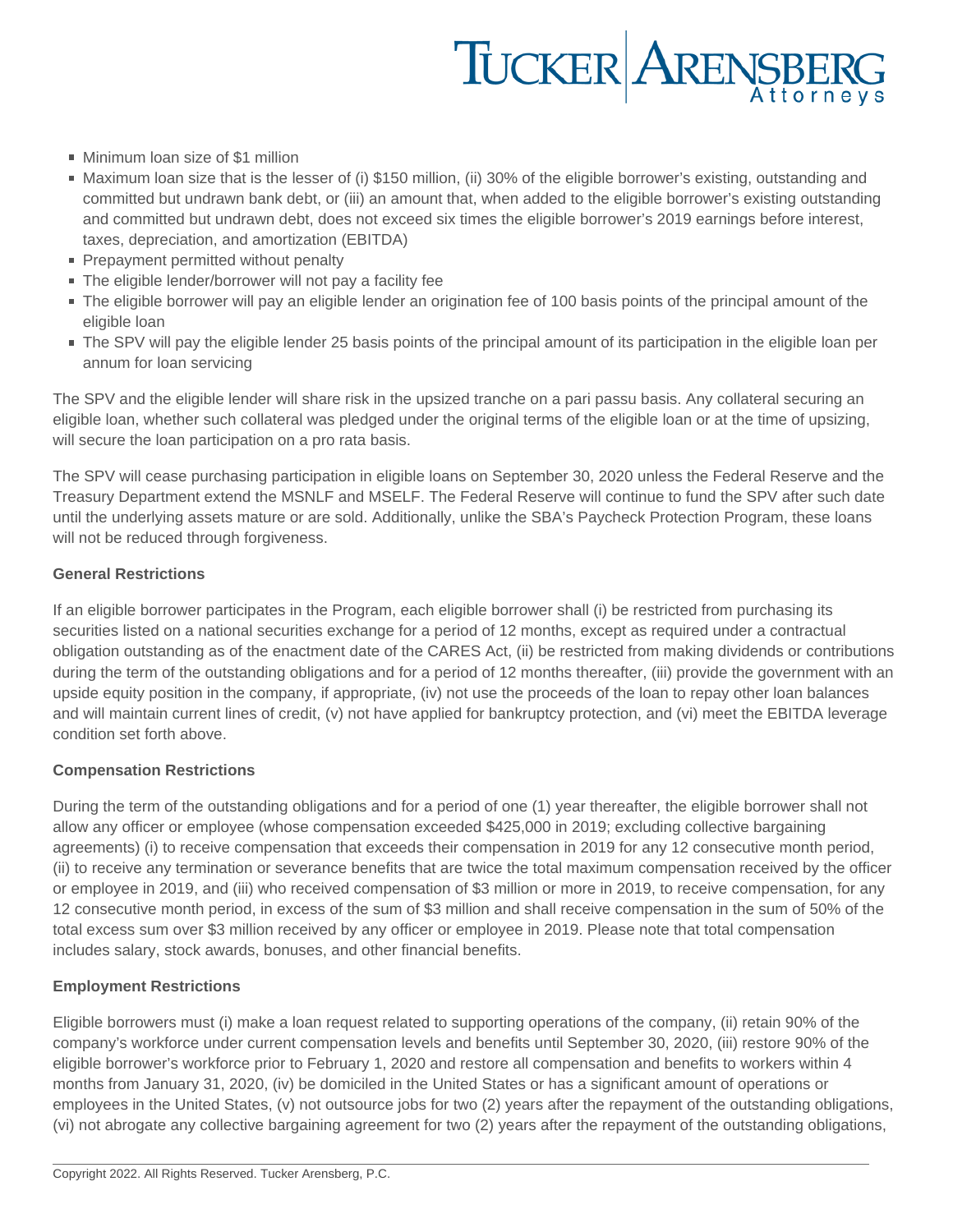- Minimum loan size of $1 million
- Maximum loan size that is the lesser of (i) $150 million, (ii) 30% of the eligible borrower's existing, outstanding and committed but undrawn bank debt, or (iii) an amount that, when added to the eligible borrower's existing outstanding and committed but undrawn debt, does not exceed six times the eligible borrower's 2019 earnings before interest, taxes, depreciation, and amortization (EBITDA)
- Prepayment permitted without penalty
- The eligible lender/borrower will not pay a facility fee
- The eligible borrower will pay an eligible lender an origination fee of 100 basis points of the principal amount of the eligible loan
- The SPV will pay the eligible lender 25 basis points of the principal amount of its participation in the eligible loan per annum for loan servicing

The SPV and the eligible lender will share risk in the upsized tranche on a pari passu basis. Any collateral securing an eligible loan, whether such collateral was pledged under the original terms of the eligible loan or at the time of upsizing, will secure the loan participation on a pro rata basis.

The SPV will cease purchasing participation in eligible loans on September 30, 2020 unless the Federal Reserve and the Treasury Department extend the MSNLF and MSELF. The Federal Reserve will continue to fund the SPV after such date until the underlying assets mature or are sold. Additionally, unlike the SBA's Paycheck Protection Program, these loans will not be reduced through forgiveness.

**General Restrictions**

If an eligible borrower participates in the Program, each eligible borrower shall (i) be restricted from purchasing its securities listed on a national securities exchange for a period of 12 months, except as required under a contractual obligation outstanding as of the enactment date of the CARES Act, (ii) be restricted from making dividends or contributions during the term of the outstanding obligations and for a period of 12 months thereafter, (iii) provide the government with an upside equity position in the company, if appropriate, (iv) not use the proceeds of the loan to repay other loan balances and will maintain current lines of credit, (v) not have applied for bankruptcy protection, and (vi) meet the EBITDA leverage condition set forth above.

**Compensation Restrictions**

During the term of the outstanding obligations and for a period of one (1) year thereafter, the eligible borrower shall not allow any officer or employee (whose compensation exceeded $425,000 in 2019; excluding collective bargaining agreements) (i) to receive compensation that exceeds their compensation in 2019 for any 12 consecutive month period, (ii) to receive any termination or severance benefits that are twice the total maximum compensation received by the officer or employee in 2019, and (iii) who received compensation of $3 million or more in 2019, to receive compensation, for any 12 consecutive month period, in excess of the sum of $3 million and shall receive compensation in the sum of 50% of the total excess sum over $3 million received by any officer or employee in 2019. Please note that total compensation includes salary, stock awards, bonuses, and other financial benefits.

**Employment Restrictions**

Eligible borrowers must (i) make a loan request related to supporting operations of the company, (ii) retain 90% of the company's workforce under current compensation levels and benefits until September 30, 2020, (iii) restore 90% of the eligible borrower's workforce prior to February 1, 2020 and restore all compensation and benefits to workers within 4 months from January 31, 2020, (iv) be domiciled in the United States or has a significant amount of operations or employees in the United States, (v) not outsource jobs for two (2) years after the repayment of the outstanding obligations, (vi) not abrogate any collective bargaining agreement for two (2) years after the repayment of the outstanding obligations,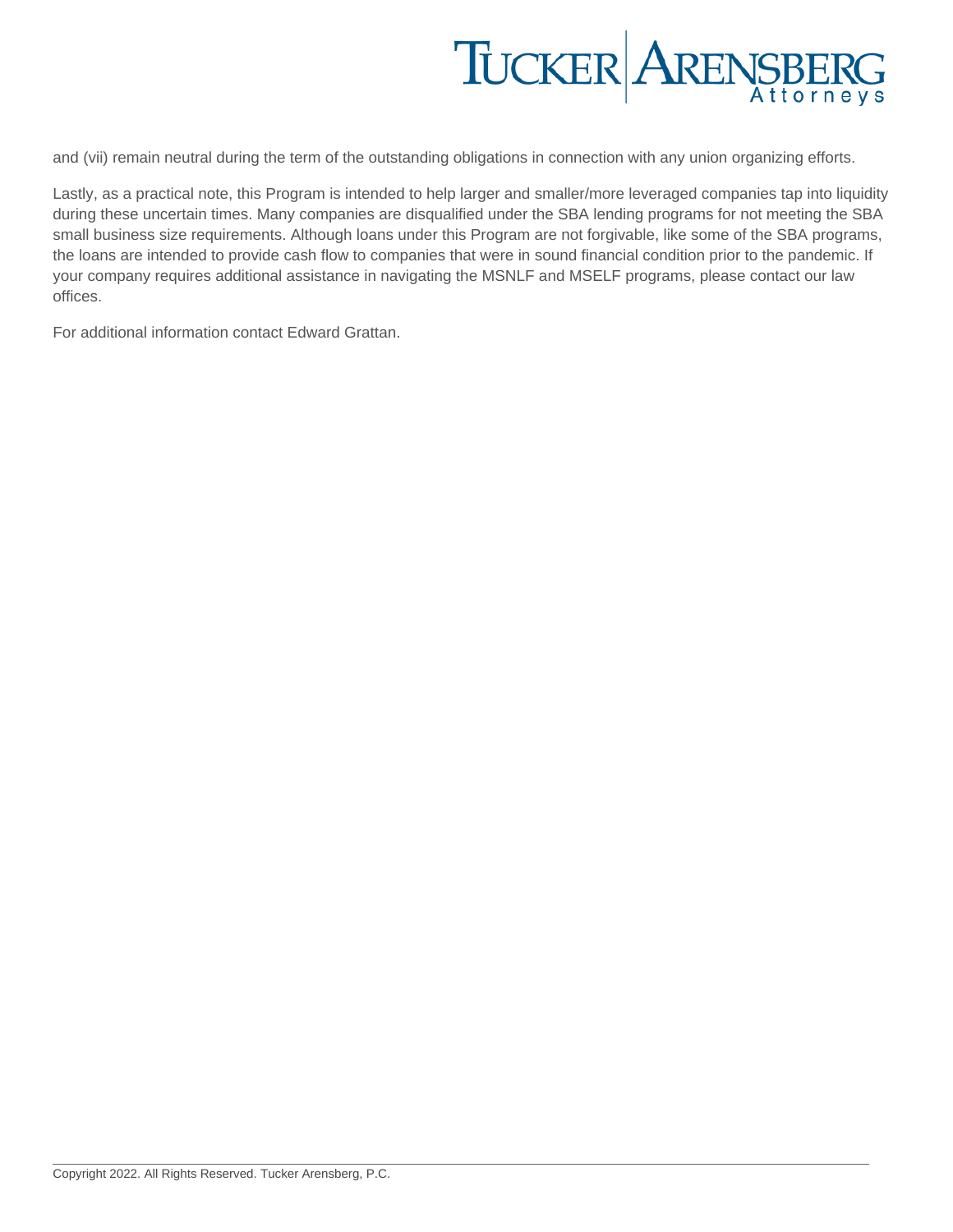and (vii) remain neutral during the term of the outstanding obligations in connection with any union organizing efforts.

Lastly, as a practical note, this Program is intended to help larger and smaller/more leveraged companies tap into liquidity during these uncertain times. Many companies are disqualified under the SBA lending programs for not meeting the SBA small business size requirements. Although loans under this Program are not forgivable, like some of the SBA programs, the loans are intended to provide cash flow to companies that were in sound financial condition prior to the pandemic. If your company requires additional assistance in navigating the MSNLF and MSELF programs, please contact our law offices.

For additional information contact Edward Grattan.